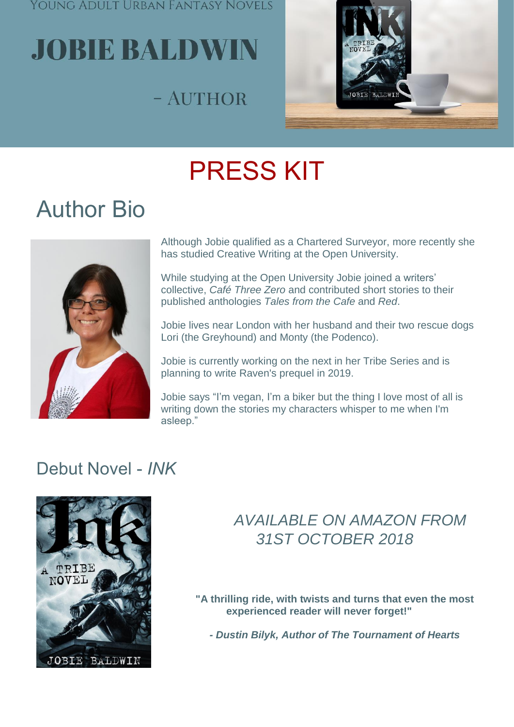YOUNG ADULT URBAN FANTASY NOVELS

# JOBIE BALDWIN

- AUTHOR

# PRESS KIT

## Author Bio

Although Jobie qualified as a Chartered Surveyor, more recently she has studied Creative Writing at the Open University.

While studying at the Open University Jobie joined a writers' collective, *Café Three Zero* and contributed short stories to their published anthologies *Tales from the Cafe* and *Red*.

Jobie lives near London with her husband and their two rescue dogs Lori (the Greyhound) and Monty (the Podenco).

Jobie is currently working on the next in her Tribe Series and is planning to write Raven's prequel in 2019.

Jobie says "I'm vegan, I'm a biker but the thing I love most of all is writing down the stories my characters whisper to me when I'm asleep."

## Debut Novel - *INK*

*AVAILABLE ON AMAZON FROM 31ST OCTOBER 2018*

**"A thrilling ride, with twists and turns that even the most experienced reader will never forget!"**

***- Dustin Bilyk, Author of The Tournament of Hearts***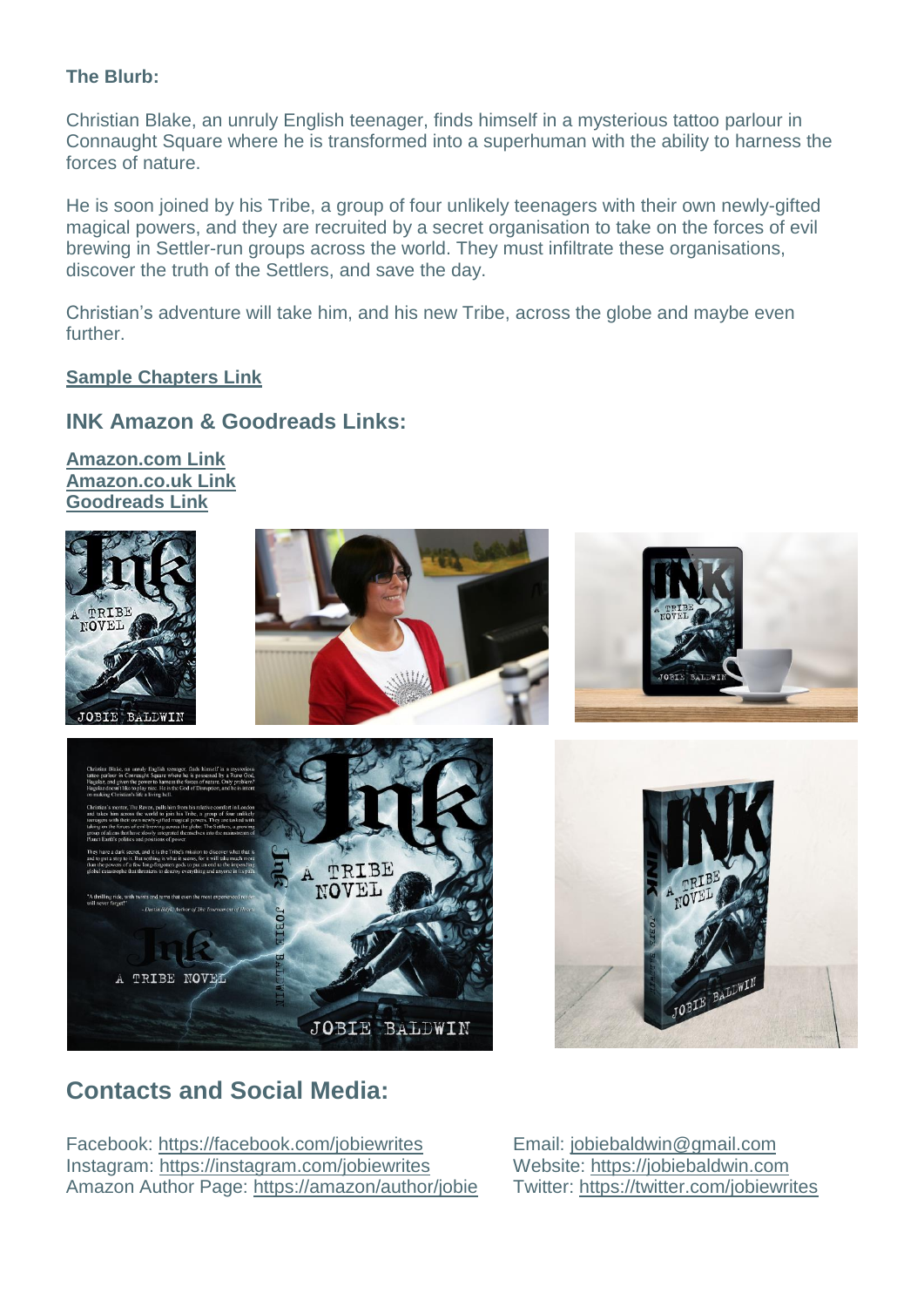**The Blurb:**

Christian Blake, an unruly English teenager, finds himself in a mysterious tattoo parlour in Connaught Square where he is transformed into a superhuman with the ability to harness the forces of nature.

He is soon joined by his Tribe, a group of four unlikely teenagers with their own newly-gifted magical powers, and they are recruited by a secret organisation to take on the forces of evil brewing in Settler-run groups across the world. They must infiltrate these organisations, discover the truth of the Settlers, and save the day.

Christian's adventure will take him, and his new Tribe, across the globe and maybe even further.

**Sample Chapters Link**

### INK Amazon & Goodreads Links:

**Amazon.com Link**
**Amazon.co.uk Link**
**Goodreads Link**

## Contacts and Social Media:

Facebook: https://facebook.com/jobiewrites
Instagram: https://instagram.com/jobiewrites
Amazon Author Page: https://amazon/author/jobie

Email: jobiebaldwin@gmail.com
Website: https://jobiebaldwin.com
Twitter: https://twitter.com/jobiewrites